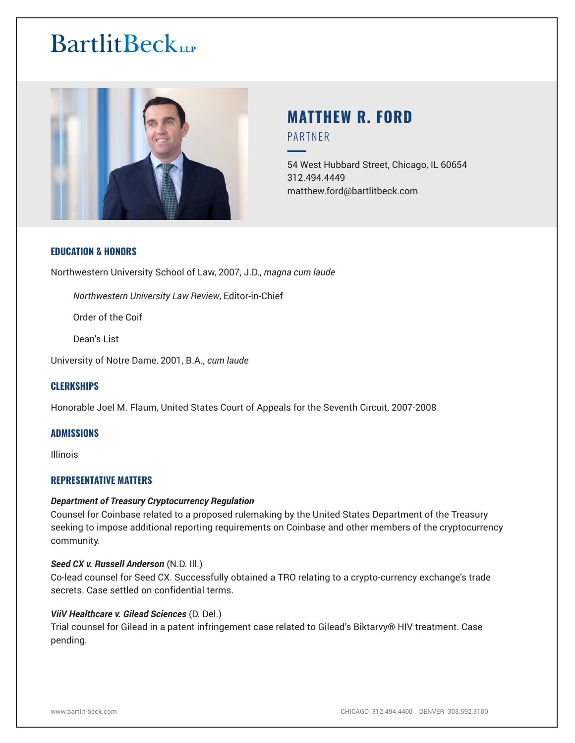BartlitBeck LLP

# MATTHEW R. FORD

PARTNER

54 West Hubbard Street, Chicago, IL 60654
312.494.4449
matthew.ford@bartlitbeck.com

## EDUCATION & HONORS

Northwestern University School of Law, 2007, J.D., *magna cum laude*

- *Northwestern University Law Review*, Editor-in-Chief
- Order of the Coif
- Dean's List

University of Notre Dame, 2001, B.A., *cum laude*

## CLERKSHIPS

Honorable Joel M. Flaum, United States Court of Appeals for the Seventh Circuit, 2007-2008

## ADMISSIONS

Illinois

## REPRESENTATIVE MATTERS

***Department of Treasury Cryptocurrency Regulation***
Counsel for Coinbase related to a proposed rulemaking by the United States Department of the Treasury seeking to impose additional reporting requirements on Coinbase and other members of the cryptocurrency community.

***Seed CX v. Russell Anderson*** (N.D. Ill.)
Co-lead counsel for Seed CX. Successfully obtained a TRO relating to a crypto-currency exchange's trade secrets. Case settled on confidential terms.

***ViiV Healthcare v. Gilead Sciences*** (D. Del.)
Trial counsel for Gilead in a patent infringement case related to Gilead's Biktarvy® HIV treatment. Case pending.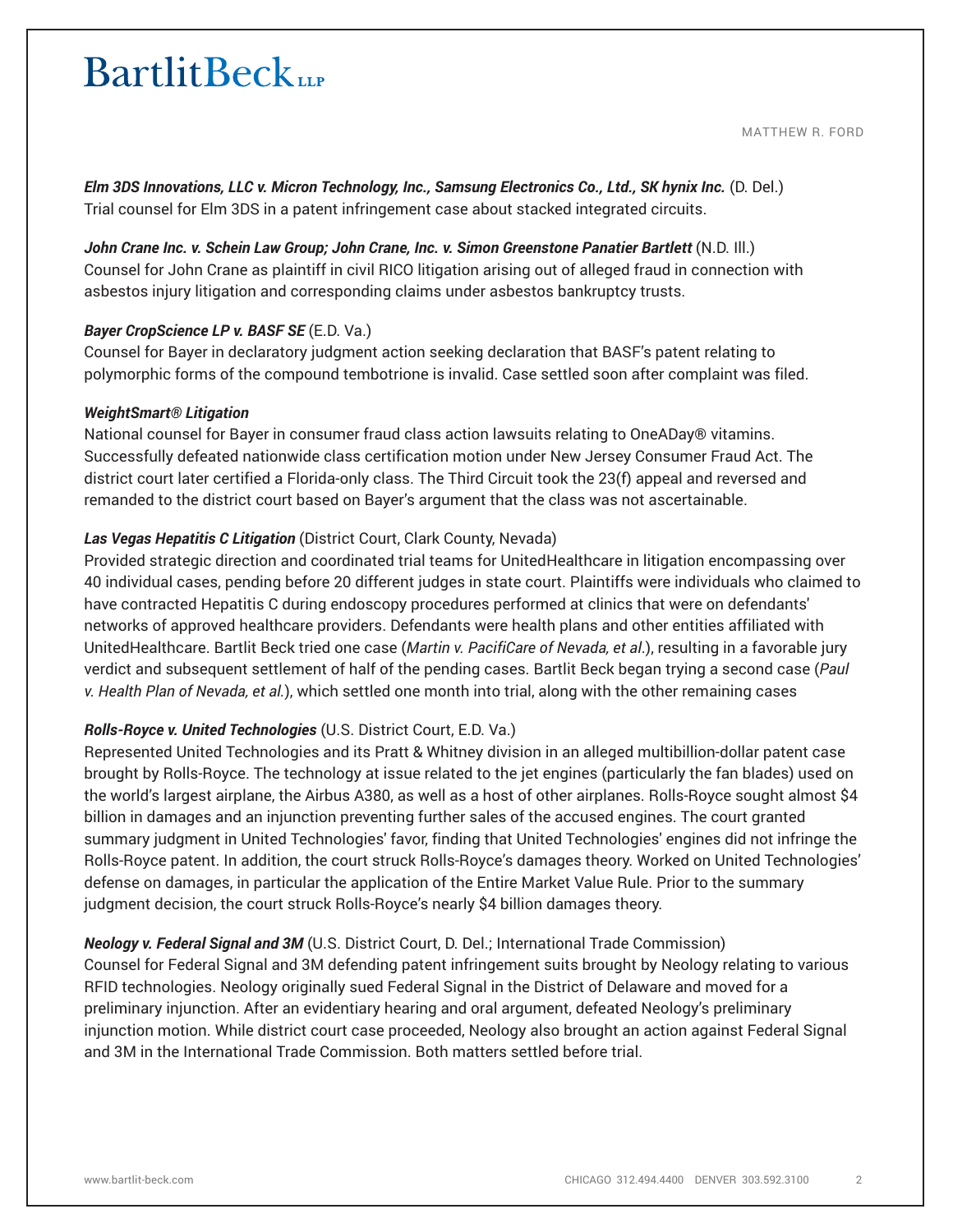***Elm 3DS Innovations, LLC v. Micron Technology, Inc., Samsung Electronics Co., Ltd., SK hynix Inc.*** (D. Del.)
Trial counsel for Elm 3DS in a patent infringement case about stacked integrated circuits.

***John Crane Inc. v. Schein Law Group; John Crane, Inc. v. Simon Greenstone Panatier Bartlett*** (N.D. Ill.)
Counsel for John Crane as plaintiff in civil RICO litigation arising out of alleged fraud in connection with asbestos injury litigation and corresponding claims under asbestos bankruptcy trusts.

***Bayer CropScience LP v. BASF SE*** (E.D. Va.)
Counsel for Bayer in declaratory judgment action seeking declaration that BASF's patent relating to polymorphic forms of the compound tembotrione is invalid. Case settled soon after complaint was filed.

***WeightSmart® Litigation***
National counsel for Bayer in consumer fraud class action lawsuits relating to OneADay® vitamins. Successfully defeated nationwide class certification motion under New Jersey Consumer Fraud Act. The district court later certified a Florida-only class. The Third Circuit took the 23(f) appeal and reversed and remanded to the district court based on Bayer's argument that the class was not ascertainable.

***Las Vegas Hepatitis C Litigation*** (District Court, Clark County, Nevada)
Provided strategic direction and coordinated trial teams for UnitedHealthcare in litigation encompassing over 40 individual cases, pending before 20 different judges in state court. Plaintiffs were individuals who claimed to have contracted Hepatitis C during endoscopy procedures performed at clinics that were on defendants' networks of approved healthcare providers. Defendants were health plans and other entities affiliated with UnitedHealthcare. Bartlit Beck tried one case (*Martin v. PacifiCare of Nevada, et al*.), resulting in a favorable jury verdict and subsequent settlement of half of the pending cases. Bartlit Beck began trying a second case (*Paul v. Health Plan of Nevada, et al.*), which settled one month into trial, along with the other remaining cases

***Rolls-Royce v. United Technologies*** (U.S. District Court, E.D. Va.)
Represented United Technologies and its Pratt & Whitney division in an alleged multibillion-dollar patent case brought by Rolls-Royce. The technology at issue related to the jet engines (particularly the fan blades) used on the world's largest airplane, the Airbus A380, as well as a host of other airplanes. Rolls-Royce sought almost $4 billion in damages and an injunction preventing further sales of the accused engines. The court granted summary judgment in United Technologies' favor, finding that United Technologies' engines did not infringe the Rolls-Royce patent. In addition, the court struck Rolls-Royce's damages theory. Worked on United Technologies' defense on damages, in particular the application of the Entire Market Value Rule. Prior to the summary judgment decision, the court struck Rolls-Royce's nearly $4 billion damages theory.

***Neology v. Federal Signal and 3M*** (U.S. District Court, D. Del.; International Trade Commission)
Counsel for Federal Signal and 3M defending patent infringement suits brought by Neology relating to various RFID technologies. Neology originally sued Federal Signal in the District of Delaware and moved for a preliminary injunction. After an evidentiary hearing and oral argument, defeated Neology's preliminary injunction motion. While district court case proceeded, Neology also brought an action against Federal Signal and 3M in the International Trade Commission. Both matters settled before trial.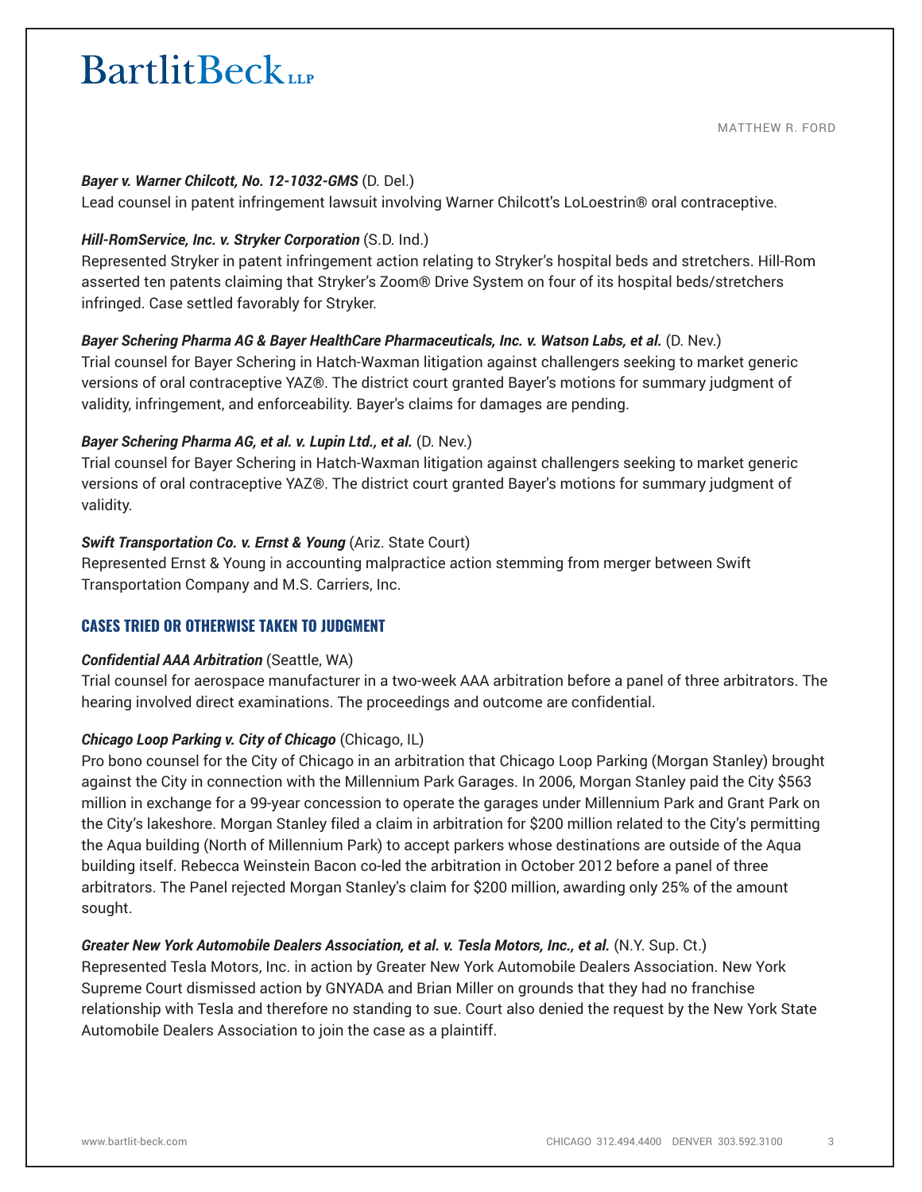***Bayer v. Warner Chilcott, No. 12-1032-GMS*** (D. Del.)
Lead counsel in patent infringement lawsuit involving Warner Chilcott's LoLoestrin® oral contraceptive.

***Hill-RomService, Inc. v. Stryker Corporation*** (S.D. Ind.)
Represented Stryker in patent infringement action relating to Stryker's hospital beds and stretchers. Hill-Rom asserted ten patents claiming that Stryker's Zoom® Drive System on four of its hospital beds/stretchers infringed. Case settled favorably for Stryker.

***Bayer Schering Pharma AG & Bayer HealthCare Pharmaceuticals, Inc. v. Watson Labs, et al.*** (D. Nev.)
Trial counsel for Bayer Schering in Hatch-Waxman litigation against challengers seeking to market generic versions of oral contraceptive YAZ®. The district court granted Bayer's motions for summary judgment of validity, infringement, and enforceability. Bayer's claims for damages are pending.

***Bayer Schering Pharma AG, et al. v. Lupin Ltd., et al.*** (D. Nev.)
Trial counsel for Bayer Schering in Hatch-Waxman litigation against challengers seeking to market generic versions of oral contraceptive YAZ®. The district court granted Bayer's motions for summary judgment of validity.

***Swift Transportation Co. v. Ernst & Young*** (Ariz. State Court)
Represented Ernst & Young in accounting malpractice action stemming from merger between Swift Transportation Company and M.S. Carriers, Inc.

## CASES TRIED OR OTHERWISE TAKEN TO JUDGMENT

***Confidential AAA Arbitration*** (Seattle, WA)
Trial counsel for aerospace manufacturer in a two-week AAA arbitration before a panel of three arbitrators. The hearing involved direct examinations. The proceedings and outcome are confidential.

***Chicago Loop Parking v. City of Chicago*** (Chicago, IL)
Pro bono counsel for the City of Chicago in an arbitration that Chicago Loop Parking (Morgan Stanley) brought against the City in connection with the Millennium Park Garages. In 2006, Morgan Stanley paid the City $563 million in exchange for a 99-year concession to operate the garages under Millennium Park and Grant Park on the City's lakeshore. Morgan Stanley filed a claim in arbitration for $200 million related to the City's permitting the Aqua building (North of Millennium Park) to accept parkers whose destinations are outside of the Aqua building itself. Rebecca Weinstein Bacon co-led the arbitration in October 2012 before a panel of three arbitrators. The Panel rejected Morgan Stanley's claim for $200 million, awarding only 25% of the amount sought.

***Greater New York Automobile Dealers Association, et al. v. Tesla Motors, Inc., et al.*** (N.Y. Sup. Ct.)
Represented Tesla Motors, Inc. in action by Greater New York Automobile Dealers Association. New York Supreme Court dismissed action by GNYADA and Brian Miller on grounds that they had no franchise relationship with Tesla and therefore no standing to sue. Court also denied the request by the New York State Automobile Dealers Association to join the case as a plaintiff.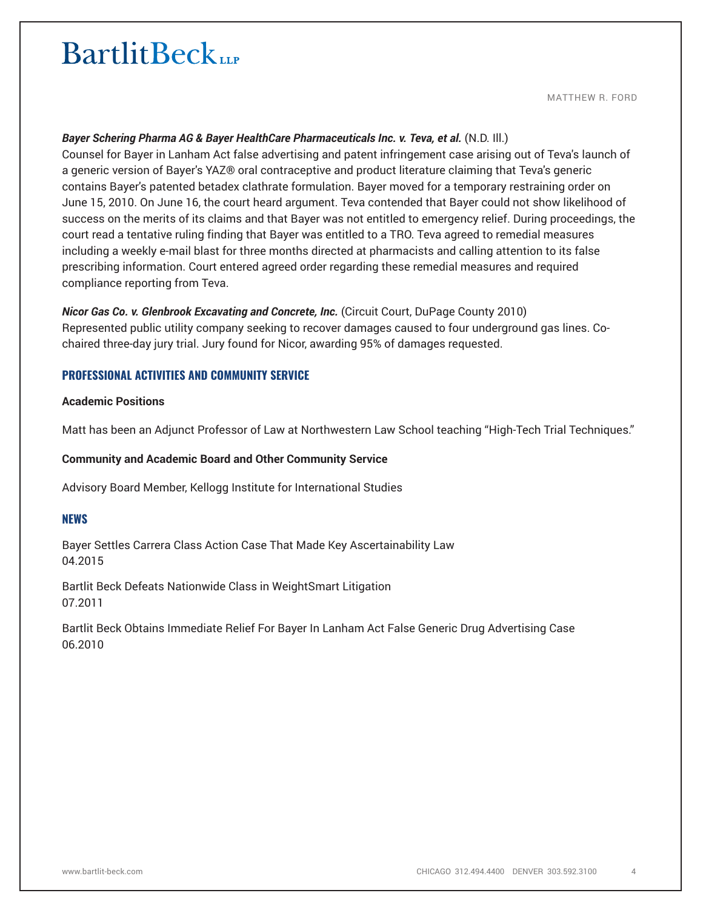***Bayer Schering Pharma AG & Bayer HealthCare Pharmaceuticals Inc. v. Teva, et al.*** (N.D. Ill.)
Counsel for Bayer in Lanham Act false advertising and patent infringement case arising out of Teva's launch of a generic version of Bayer's YAZ® oral contraceptive and product literature claiming that Teva's generic contains Bayer's patented betadex clathrate formulation. Bayer moved for a temporary restraining order on June 15, 2010. On June 16, the court heard argument. Teva contended that Bayer could not show likelihood of success on the merits of its claims and that Bayer was not entitled to emergency relief. During proceedings, the court read a tentative ruling finding that Bayer was entitled to a TRO. Teva agreed to remedial measures including a weekly e-mail blast for three months directed at pharmacists and calling attention to its false prescribing information. Court entered agreed order regarding these remedial measures and required compliance reporting from Teva.

***Nicor Gas Co. v. Glenbrook Excavating and Concrete, Inc.*** (Circuit Court, DuPage County 2010)
Represented public utility company seeking to recover damages caused to four underground gas lines. Co-chaired three-day jury trial. Jury found for Nicor, awarding 95% of damages requested.

## PROFESSIONAL ACTIVITIES AND COMMUNITY SERVICE

**Academic Positions**

Matt has been an Adjunct Professor of Law at Northwestern Law School teaching "High-Tech Trial Techniques."

**Community and Academic Board and Other Community Service**

Advisory Board Member, Kellogg Institute for International Studies

## NEWS

Bayer Settles Carrera Class Action Case That Made Key Ascertainability Law
04.2015

Bartlit Beck Defeats Nationwide Class in WeightSmart Litigation
07.2011

Bartlit Beck Obtains Immediate Relief For Bayer In Lanham Act False Generic Drug Advertising Case
06.2010